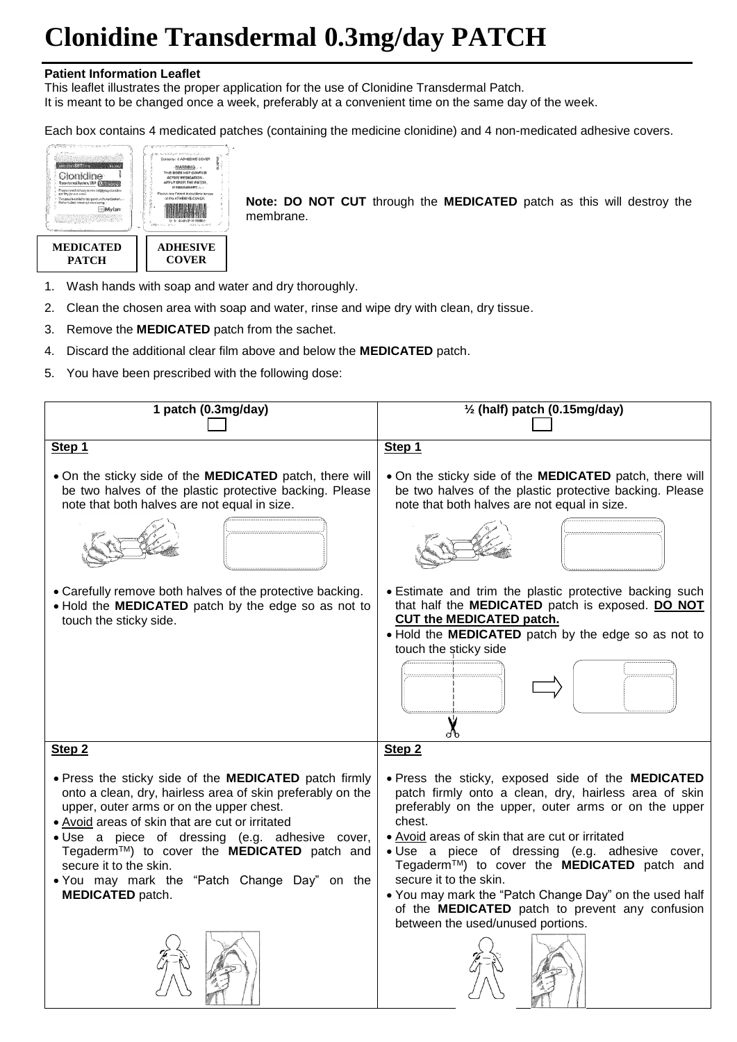# Clonidine Transdermal 0.3mg/day PATCH

**Patient Information Leaflet**

This leaflet illustrates the proper application for the use of Clonidine Transdermal Patch.
It is meant to be changed once a week, preferably at a convenient time on the same day of the week.

Each box contains 4 medicated patches (containing the medicine clonidine) and 4 non-medicated adhesive covers.

**MEDICATED PATCH** | **ADHESIVE COVER**

**Note: DO NOT CUT** through the **MEDICATED** patch as this will destroy the membrane.

1. Wash hands with soap and water and dry thoroughly.
2. Clean the chosen area with soap and water, rinse and wipe dry with clean, dry tissue.
3. Remove the **MEDICATED** patch from the sachet.
4. Discard the additional clear film above and below the **MEDICATED** patch.
5. You have been prescribed with the following dose:

| **1 patch (0.3mg/day)** ☐ | **½ (half) patch (0.15mg/day)** ☐ |
|---|---|
| **Step 1**<br>• On the sticky side of the **MEDICATED** patch, there will be two halves of the plastic protective backing. Please note that both halves are not equal in size.<br>• Carefully remove both halves of the protective backing.<br>• Hold the **MEDICATED** patch by the edge so as not to touch the sticky side. | **Step 1**<br>• On the sticky side of the **MEDICATED** patch, there will be two halves of the plastic protective backing. Please note that both halves are not equal in size.<br>• Estimate and trim the plastic protective backing such that half the **MEDICATED** patch is exposed. **DO NOT CUT the MEDICATED patch.**<br>• Hold the **MEDICATED** patch by the edge so as not to touch the sticky side |
| **Step 2**<br>• Press the sticky side of the **MEDICATED** patch firmly onto a clean, dry, hairless area of skin preferably on the upper, outer arms or on the upper chest.<br>• Avoid areas of skin that are cut or irritated<br>• Use a piece of dressing (e.g. adhesive cover, Tegaderm™) to cover the **MEDICATED** patch and secure it to the skin.<br>• You may mark the "Patch Change Day" on the **MEDICATED** patch. | **Step 2**<br>• Press the sticky, exposed side of the **MEDICATED** patch firmly onto a clean, dry, hairless area of skin preferably on the upper, outer arms or on the upper chest.<br>• Avoid areas of skin that are cut or irritated<br>• Use a piece of dressing (e.g. adhesive cover, Tegaderm™) to cover the **MEDICATED** patch and secure it to the skin.<br>• You may mark the "Patch Change Day" on the used half of the **MEDICATED** patch to prevent any confusion between the used/unused portions. |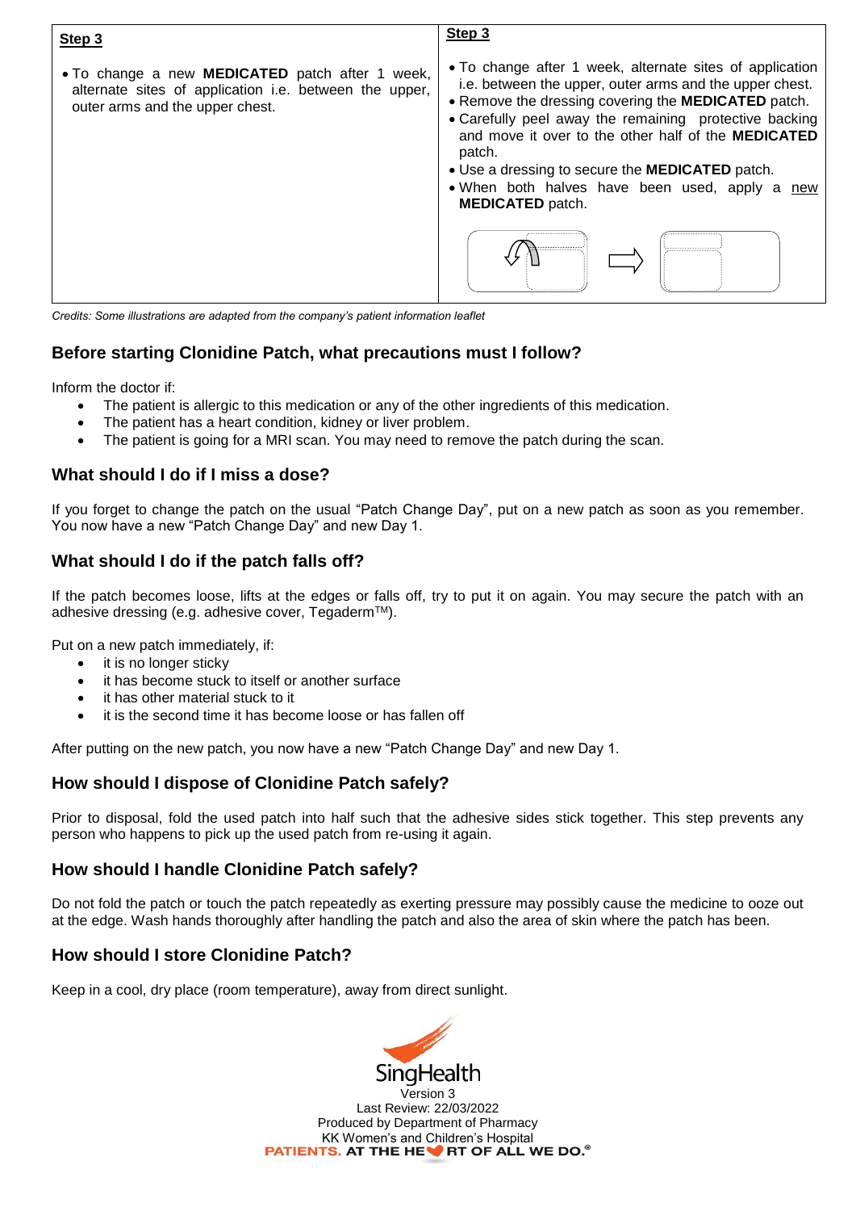| Step 3 | Step 3 |
| --- | --- |
| • To change a new **MEDICATED** patch after 1 week, alternate sites of application i.e. between the upper, outer arms and the upper chest. | • To change after 1 week, alternate sites of application i.e. between the upper, outer arms and the upper chest.<br>• Remove the dressing covering the **MEDICATED** patch.<br>• Carefully peel away the remaining protective backing and move it over to the other half of the **MEDICATED** patch.<br>• Use a dressing to secure the **MEDICATED** patch.<br>• When both halves have been used, apply a new **MEDICATED** patch. |

*Credits: Some illustrations are adapted from the company's patient information leaflet*

## Before starting Clonidine Patch, what precautions must I follow?

Inform the doctor if:

- The patient is allergic to this medication or any of the other ingredients of this medication.
- The patient has a heart condition, kidney or liver problem.
- The patient is going for a MRI scan. You may need to remove the patch during the scan.

## What should I do if I miss a dose?

If you forget to change the patch on the usual "Patch Change Day", put on a new patch as soon as you remember. You now have a new "Patch Change Day" and new Day 1.

## What should I do if the patch falls off?

If the patch becomes loose, lifts at the edges or falls off, try to put it on again. You may secure the patch with an adhesive dressing (e.g. adhesive cover, Tegaderm™).

Put on a new patch immediately, if:

- it is no longer sticky
- it has become stuck to itself or another surface
- it has other material stuck to it
- it is the second time it has become loose or has fallen off

After putting on the new patch, you now have a new "Patch Change Day" and new Day 1.

## How should I dispose of Clonidine Patch safely?

Prior to disposal, fold the used patch into half such that the adhesive sides stick together. This step prevents any person who happens to pick up the used patch from re-using it again.

## How should I handle Clonidine Patch safely?

Do not fold the patch or touch the patch repeatedly as exerting pressure may possibly cause the medicine to ooze out at the edge. Wash hands thoroughly after handling the patch and also the area of skin where the patch has been.

## How should I store Clonidine Patch?

Keep in a cool, dry place (room temperature), away from direct sunlight.

SingHealth
Version 3
Last Review: 22/03/2022
Produced by Department of Pharmacy
KK Women's and Children's Hospital
PATIENTS. AT THE HEART OF ALL WE DO.®